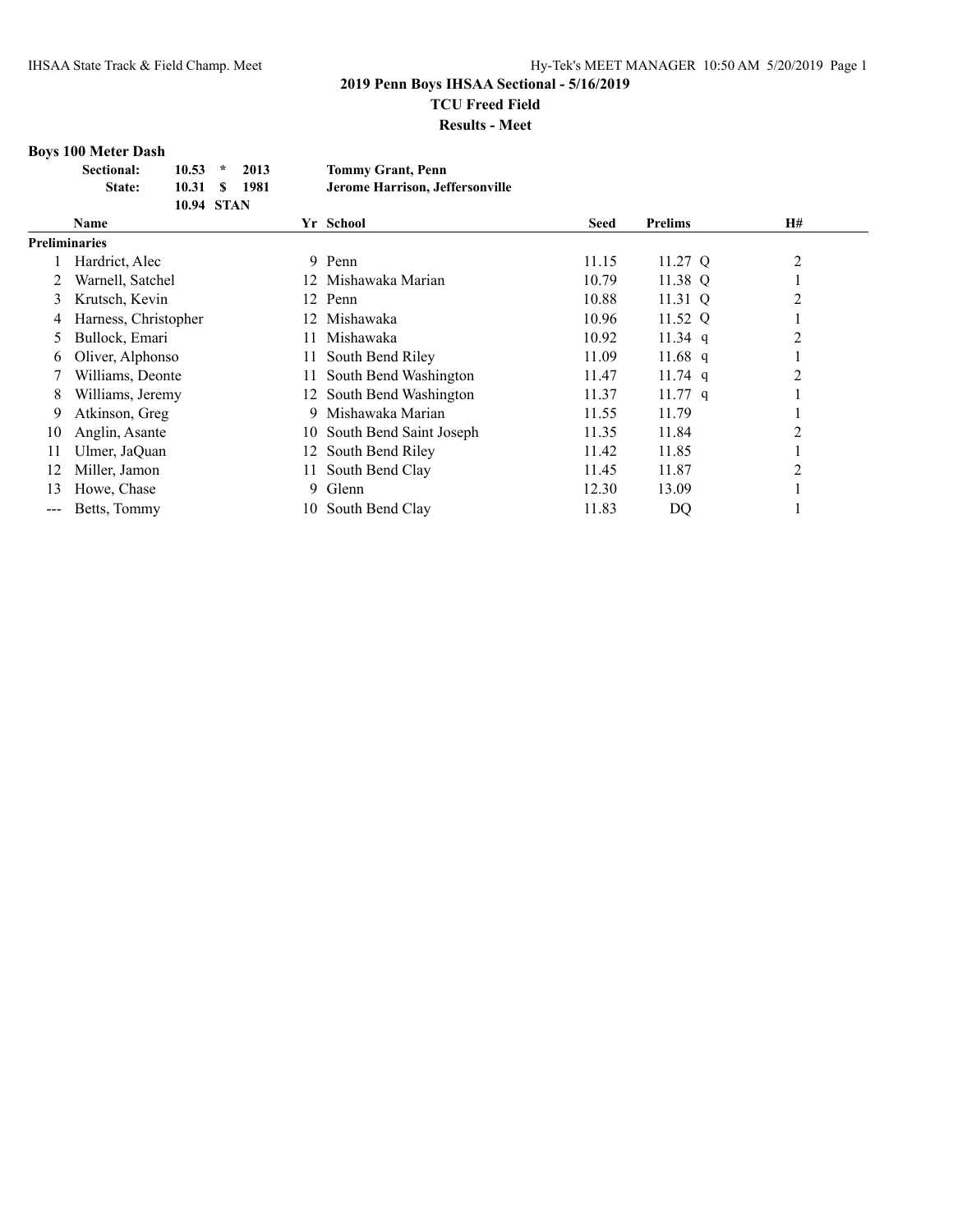**2019 Penn Boys IHSAA Sectional - 5/16/2019**

**TCU Freed Field**

**Results - Meet**

### Boys 100 Meter Dash

| | | | | |
|---|---|---|---|---|
| **Sectional:** | **10.53** | * | **2013** | **Tommy Grant, Penn** |
| **State:** | **10.31** | $ | **1981** | **Jerome Harrison, Jeffersonville** |
| | **10.94** | **STAN** | | |

| | Name | Yr | School | Seed | Prelims | H# |
|---|---|---|---|---|---|---|
| **Preliminaries** | | | | | | |
| 1 | Hardrict, Alec | 9 | Penn | 11.15 | 11.27 Q | 2 |
| 2 | Warnell, Satchel | 12 | Mishawaka Marian | 10.79 | 11.38 Q | 1 |
| 3 | Krutsch, Kevin | 12 | Penn | 10.88 | 11.31 Q | 2 |
| 4 | Harness, Christopher | 12 | Mishawaka | 10.96 | 11.52 Q | 1 |
| 5 | Bullock, Emari | 11 | Mishawaka | 10.92 | 11.34 q | 2 |
| 6 | Oliver, Alphonso | 11 | South Bend Riley | 11.09 | 11.68 q | 1 |
| 7 | Williams, Deonte | 11 | South Bend Washington | 11.47 | 11.74 q | 2 |
| 8 | Williams, Jeremy | 12 | South Bend Washington | 11.37 | 11.77 q | 1 |
| 9 | Atkinson, Greg | 9 | Mishawaka Marian | 11.55 | 11.79 | 1 |
| 10 | Anglin, Asante | 10 | South Bend Saint Joseph | 11.35 | 11.84 | 2 |
| 11 | Ulmer, JaQuan | 12 | South Bend Riley | 11.42 | 11.85 | 1 |
| 12 | Miller, Jamon | 11 | South Bend Clay | 11.45 | 11.87 | 2 |
| 13 | Howe, Chase | 9 | Glenn | 12.30 | 13.09 | 1 |
| --- | Betts, Tommy | 10 | South Bend Clay | 11.83 | DQ | 1 |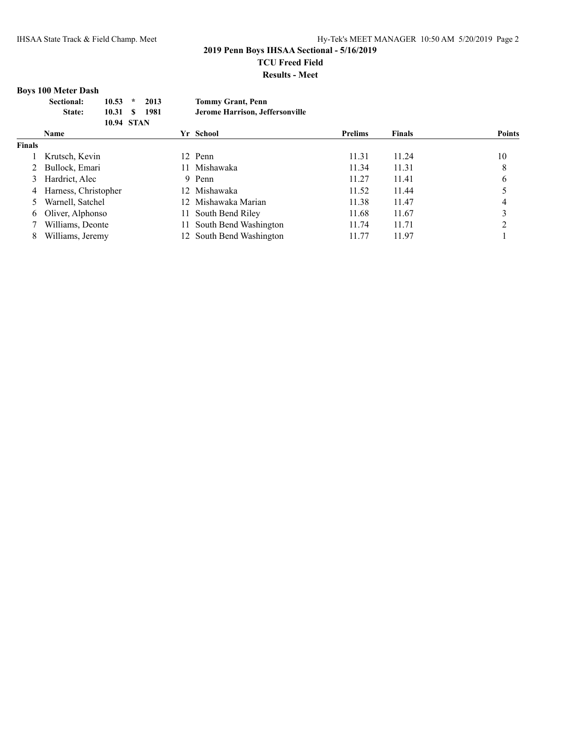## 2019 Penn Boys IHSAA Sectional - 5/16/2019

**TCU Freed Field**

**Results - Meet**

### Boys 100 Meter Dash

| | | | | |
|---|---|---|---|---|
| **Sectional:** | **10.53** | ***** | **2013** | **Tommy Grant, Penn** |
| **State:** | **10.31** | **$** | **1981** | **Jerome Harrison, Jeffersonville** |
| | **10.94** | **STAN** | | |

| | Name | Yr | School | Prelims | Finals | Points |
|---|---|---|---|---|---|---|
| **Finals** | | | | | | |
| 1 | Krutsch, Kevin | 12 | Penn | 11.31 | 11.24 | 10 |
| 2 | Bullock, Emari | 11 | Mishawaka | 11.34 | 11.31 | 8 |
| 3 | Hardrict, Alec | 9 | Penn | 11.27 | 11.41 | 6 |
| 4 | Harness, Christopher | 12 | Mishawaka | 11.52 | 11.44 | 5 |
| 5 | Warnell, Satchel | 12 | Mishawaka Marian | 11.38 | 11.47 | 4 |
| 6 | Oliver, Alphonso | 11 | South Bend Riley | 11.68 | 11.67 | 3 |
| 7 | Williams, Deonte | 11 | South Bend Washington | 11.74 | 11.71 | 2 |
| 8 | Williams, Jeremy | 12 | South Bend Washington | 11.77 | 11.97 | 1 |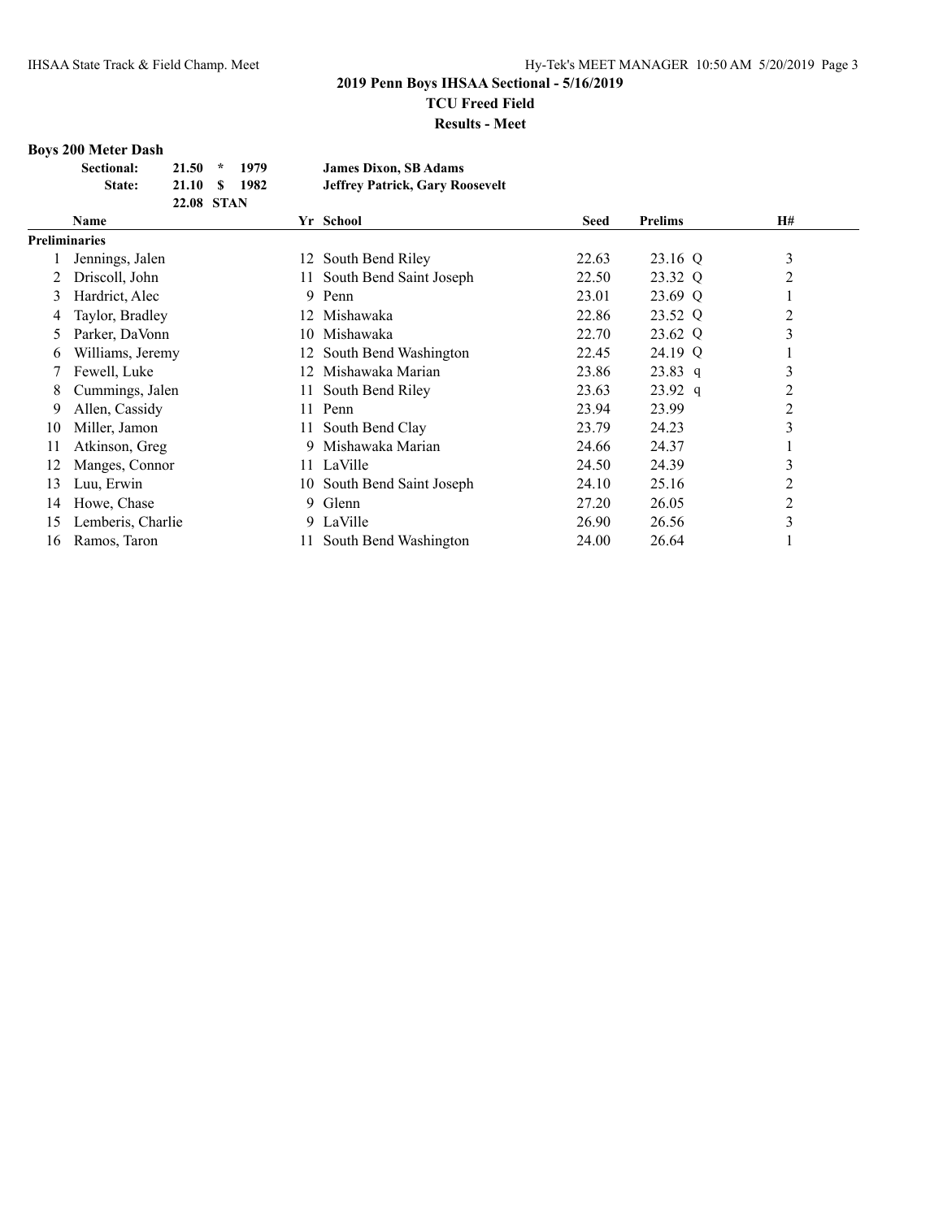## 2019 Penn Boys IHSAA Sectional - 5/16/2019

**TCU Freed Field**

**Results - Meet**

### Boys 200 Meter Dash

| | | | | |
|---|---|---|---|---|
| **Sectional:** | 21.50 | * | 1979 | **James Dixon, SB Adams** |
| **State:** | 21.10 | $ | 1982 | **Jeffrey Patrick, Gary Roosevelt** |
| | 22.08 | STAN | | |

| | Name | Yr | School | Seed | Prelims | | H# |
|---|---|---|---|---|---|---|---|
| **Preliminaries** | | | | | | | |
| 1 | Jennings, Jalen | 12 | South Bend Riley | 22.63 | 23.16 | Q | 3 |
| 2 | Driscoll, John | 11 | South Bend Saint Joseph | 22.50 | 23.32 | Q | 2 |
| 3 | Hardrict, Alec | 9 | Penn | 23.01 | 23.69 | Q | 1 |
| 4 | Taylor, Bradley | 12 | Mishawaka | 22.86 | 23.52 | Q | 2 |
| 5 | Parker, DaVonn | 10 | Mishawaka | 22.70 | 23.62 | Q | 3 |
| 6 | Williams, Jeremy | 12 | South Bend Washington | 22.45 | 24.19 | Q | 1 |
| 7 | Fewell, Luke | 12 | Mishawaka Marian | 23.86 | 23.83 | q | 3 |
| 8 | Cummings, Jalen | 11 | South Bend Riley | 23.63 | 23.92 | q | 2 |
| 9 | Allen, Cassidy | 11 | Penn | 23.94 | 23.99 | | 2 |
| 10 | Miller, Jamon | 11 | South Bend Clay | 23.79 | 24.23 | | 3 |
| 11 | Atkinson, Greg | 9 | Mishawaka Marian | 24.66 | 24.37 | | 1 |
| 12 | Manges, Connor | 11 | LaVille | 24.50 | 24.39 | | 3 |
| 13 | Luu, Erwin | 10 | South Bend Saint Joseph | 24.10 | 25.16 | | 2 |
| 14 | Howe, Chase | 9 | Glenn | 27.20 | 26.05 | | 2 |
| 15 | Lemberis, Charlie | 9 | LaVille | 26.90 | 26.56 | | 3 |
| 16 | Ramos, Taron | 11 | South Bend Washington | 24.00 | 26.64 | | 1 |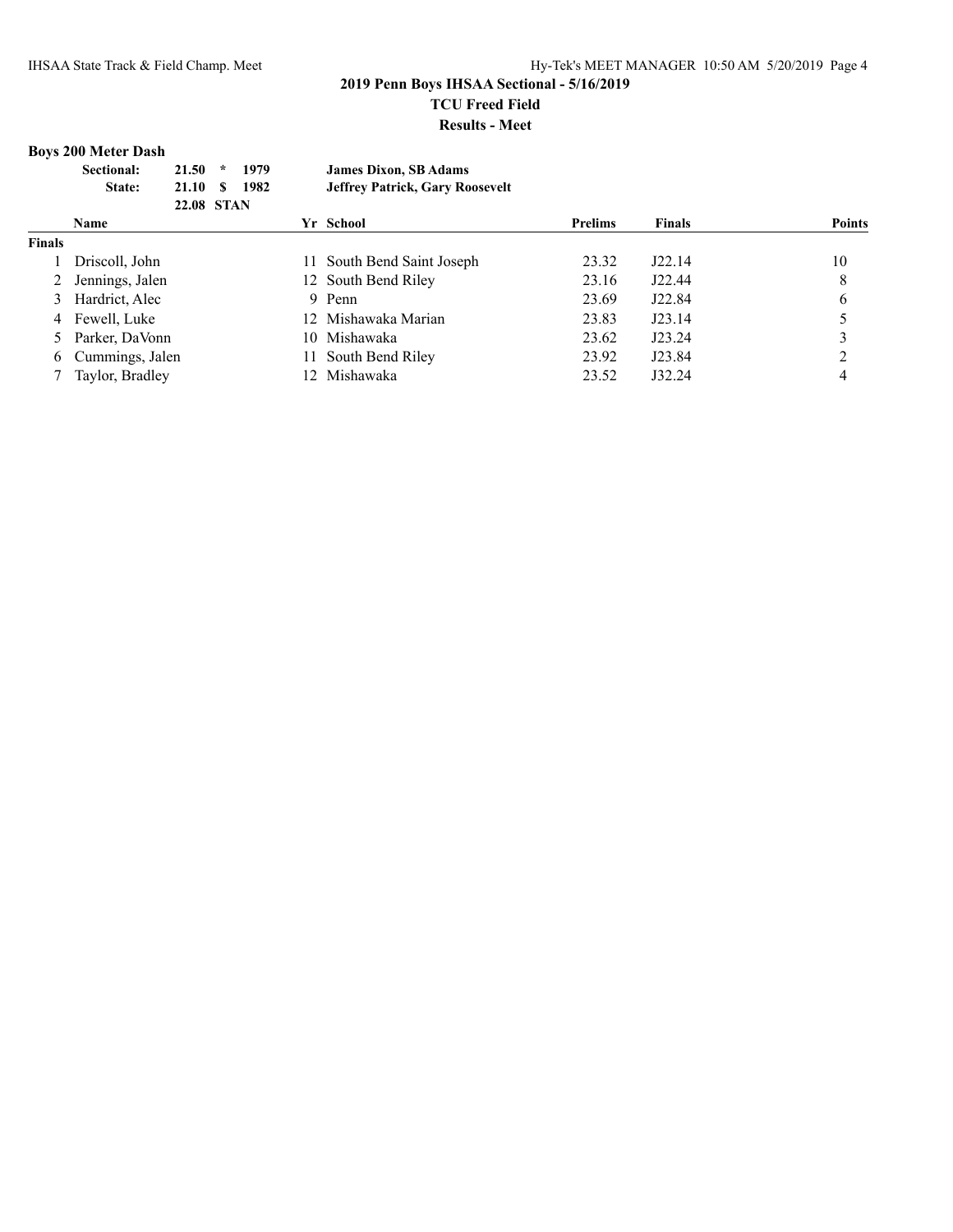**2019 Penn Boys IHSAA Sectional - 5/16/2019**

**TCU Freed Field**

**Results - Meet**

### Boys 200 Meter Dash

| | | | | |
|---|---|---|---|---|
| **Sectional:** | **21.50** | * | **1979** | **James Dixon, SB Adams** |
| **State:** | **21.10** | $ | **1982** | **Jeffrey Patrick, Gary Roosevelt** |
| | **22.08** | **STAN** | | |

| | Name | Yr | School | Prelims | Finals | Points |
|---|---|---|---|---|---|---|
| **Finals** | | | | | | |
| 1 | Driscoll, John | 11 | South Bend Saint Joseph | 23.32 | J22.14 | 10 |
| 2 | Jennings, Jalen | 12 | South Bend Riley | 23.16 | J22.44 | 8 |
| 3 | Hardrict, Alec | 9 | Penn | 23.69 | J22.84 | 6 |
| 4 | Fewell, Luke | 12 | Mishawaka Marian | 23.83 | J23.14 | 5 |
| 5 | Parker, DaVonn | 10 | Mishawaka | 23.62 | J23.24 | 3 |
| 6 | Cummings, Jalen | 11 | South Bend Riley | 23.92 | J23.84 | 2 |
| 7 | Taylor, Bradley | 12 | Mishawaka | 23.52 | J32.24 | 4 |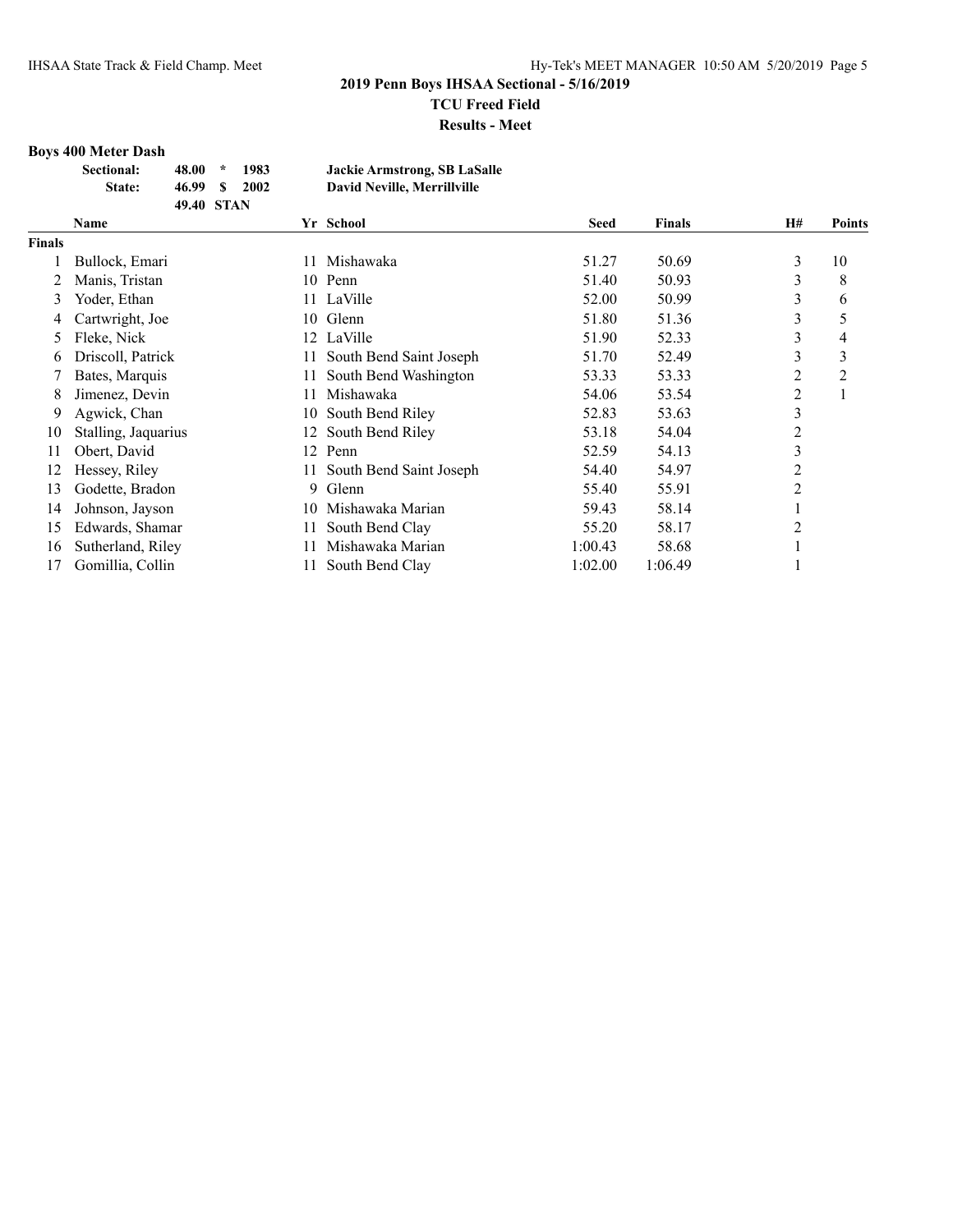## 2019 Penn Boys IHSAA Sectional - 5/16/2019

**TCU Freed Field**

**Results - Meet**

### Boys 400 Meter Dash

| | | | | |
|---|---|---|---|---|
| **Sectional:** | **48.00** | * | **1983** | **Jackie Armstrong, SB LaSalle** |
| **State:** | **46.99** | $ | **2002** | **David Neville, Merrillville** |
| | **49.40** | **STAN** | | |

| | Name | Yr | School | Seed | Finals | H# | Points |
|---|---|---|---|---|---|---|---|
| **Finals** | | | | | | | |
| 1 | Bullock, Emari | 11 | Mishawaka | 51.27 | 50.69 | 3 | 10 |
| 2 | Manis, Tristan | 10 | Penn | 51.40 | 50.93 | 3 | 8 |
| 3 | Yoder, Ethan | 11 | LaVille | 52.00 | 50.99 | 3 | 6 |
| 4 | Cartwright, Joe | 10 | Glenn | 51.80 | 51.36 | 3 | 5 |
| 5 | Fleke, Nick | 12 | LaVille | 51.90 | 52.33 | 3 | 4 |
| 6 | Driscoll, Patrick | 11 | South Bend Saint Joseph | 51.70 | 52.49 | 3 | 3 |
| 7 | Bates, Marquis | 11 | South Bend Washington | 53.33 | 53.33 | 2 | 2 |
| 8 | Jimenez, Devin | 11 | Mishawaka | 54.06 | 53.54 | 2 | 1 |
| 9 | Agwick, Chan | 10 | South Bend Riley | 52.83 | 53.63 | 3 | |
| 10 | Stalling, Jaquarius | 12 | South Bend Riley | 53.18 | 54.04 | 2 | |
| 11 | Obert, David | 12 | Penn | 52.59 | 54.13 | 3 | |
| 12 | Hessey, Riley | 11 | South Bend Saint Joseph | 54.40 | 54.97 | 2 | |
| 13 | Godette, Bradon | 9 | Glenn | 55.40 | 55.91 | 2 | |
| 14 | Johnson, Jayson | 10 | Mishawaka Marian | 59.43 | 58.14 | 1 | |
| 15 | Edwards, Shamar | 11 | South Bend Clay | 55.20 | 58.17 | 2 | |
| 16 | Sutherland, Riley | 11 | Mishawaka Marian | 1:00.43 | 58.68 | 1 | |
| 17 | Gomillia, Collin | 11 | South Bend Clay | 1:02.00 | 1:06.49 | 1 | |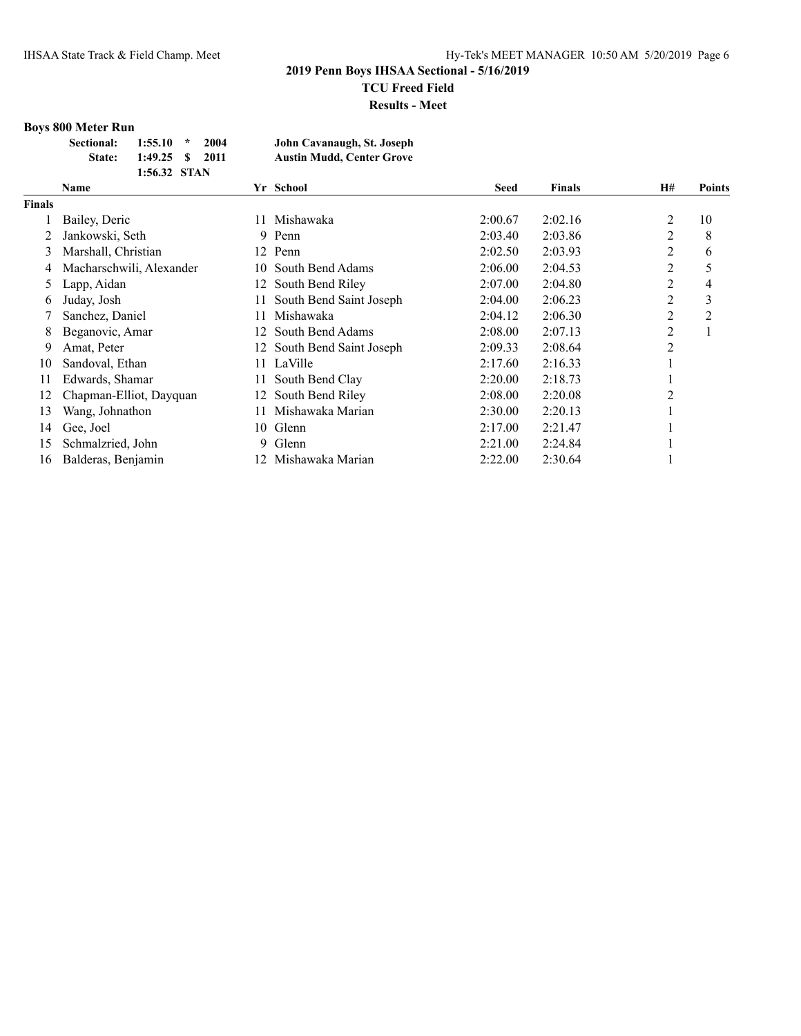## 2019 Penn Boys IHSAA Sectional - 5/16/2019

**TCU Freed Field**

**Results - Meet**

### Boys 800 Meter Run

| | | | | |
|---|---|---|---|---|
| **Sectional:** | **1:55.10** | * | **2004** | **John Cavanaugh, St. Joseph** |
| **State:** | **1:49.25** | $ | **2011** | **Austin Mudd, Center Grove** |
| | **1:56.32** | **STAN** | | |

| | Name | Yr | School | Seed | Finals | H# | Points |
|---|---|---|---|---|---|---|---|
| **Finals** | | | | | | | |
| 1 | Bailey, Deric | 11 | Mishawaka | 2:00.67 | 2:02.16 | 2 | 10 |
| 2 | Jankowski, Seth | 9 | Penn | 2:03.40 | 2:03.86 | 2 | 8 |
| 3 | Marshall, Christian | 12 | Penn | 2:02.50 | 2:03.93 | 2 | 6 |
| 4 | Macharschwili, Alexander | 10 | South Bend Adams | 2:06.00 | 2:04.53 | 2 | 5 |
| 5 | Lapp, Aidan | 12 | South Bend Riley | 2:07.00 | 2:04.80 | 2 | 4 |
| 6 | Juday, Josh | 11 | South Bend Saint Joseph | 2:04.00 | 2:06.23 | 2 | 3 |
| 7 | Sanchez, Daniel | 11 | Mishawaka | 2:04.12 | 2:06.30 | 2 | 2 |
| 8 | Beganovic, Amar | 12 | South Bend Adams | 2:08.00 | 2:07.13 | 2 | 1 |
| 9 | Amat, Peter | 12 | South Bend Saint Joseph | 2:09.33 | 2:08.64 | 2 | |
| 10 | Sandoval, Ethan | 11 | LaVille | 2:17.60 | 2:16.33 | 1 | |
| 11 | Edwards, Shamar | 11 | South Bend Clay | 2:20.00 | 2:18.73 | 1 | |
| 12 | Chapman-Elliot, Dayquan | 12 | South Bend Riley | 2:08.00 | 2:20.08 | 2 | |
| 13 | Wang, Johnathon | 11 | Mishawaka Marian | 2:30.00 | 2:20.13 | 1 | |
| 14 | Gee, Joel | 10 | Glenn | 2:17.00 | 2:21.47 | 1 | |
| 15 | Schmalzried, John | 9 | Glenn | 2:21.00 | 2:24.84 | 1 | |
| 16 | Balderas, Benjamin | 12 | Mishawaka Marian | 2:22.00 | 2:30.64 | 1 | |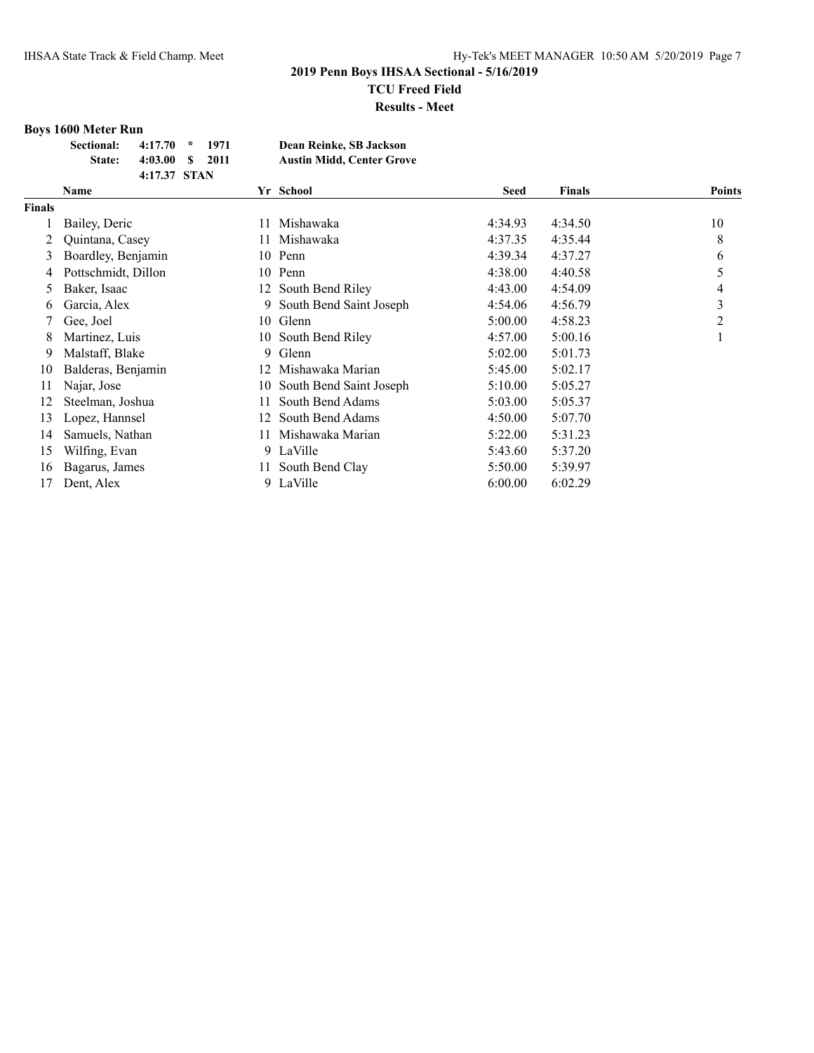# 2019 Penn Boys IHSAA Sectional - 5/16/2019

**TCU Freed Field**

**Results - Meet**

### Boys 1600 Meter Run

| | | | | |
|---|---|---|---|---|
| **Sectional:** | **4:17.70** | * | **1971** | **Dean Reinke, SB Jackson** |
| **State:** | **4:03.00** | **$** | **2011** | **Austin Midd, Center Grove** |
| | **4:17.37** | **STAN** | | |

| | Name | Yr | School | Seed | Finals | Points |
|---|---|---|---|---|---|---|
| **Finals** | | | | | | |
| 1 | Bailey, Deric | 11 | Mishawaka | 4:34.93 | 4:34.50 | 10 |
| 2 | Quintana, Casey | 11 | Mishawaka | 4:37.35 | 4:35.44 | 8 |
| 3 | Boardley, Benjamin | 10 | Penn | 4:39.34 | 4:37.27 | 6 |
| 4 | Pottschmidt, Dillon | 10 | Penn | 4:38.00 | 4:40.58 | 5 |
| 5 | Baker, Isaac | 12 | South Bend Riley | 4:43.00 | 4:54.09 | 4 |
| 6 | Garcia, Alex | 9 | South Bend Saint Joseph | 4:54.06 | 4:56.79 | 3 |
| 7 | Gee, Joel | 10 | Glenn | 5:00.00 | 4:58.23 | 2 |
| 8 | Martinez, Luis | 10 | South Bend Riley | 4:57.00 | 5:00.16 | 1 |
| 9 | Malstaff, Blake | 9 | Glenn | 5:02.00 | 5:01.73 | |
| 10 | Balderas, Benjamin | 12 | Mishawaka Marian | 5:45.00 | 5:02.17 | |
| 11 | Najar, Jose | 10 | South Bend Saint Joseph | 5:10.00 | 5:05.27 | |
| 12 | Steelman, Joshua | 11 | South Bend Adams | 5:03.00 | 5:05.37 | |
| 13 | Lopez, Hannsel | 12 | South Bend Adams | 4:50.00 | 5:07.70 | |
| 14 | Samuels, Nathan | 11 | Mishawaka Marian | 5:22.00 | 5:31.23 | |
| 15 | Wilfing, Evan | 9 | LaVille | 5:43.60 | 5:37.20 | |
| 16 | Bagarus, James | 11 | South Bend Clay | 5:50.00 | 5:39.97 | |
| 17 | Dent, Alex | 9 | LaVille | 6:00.00 | 6:02.29 | |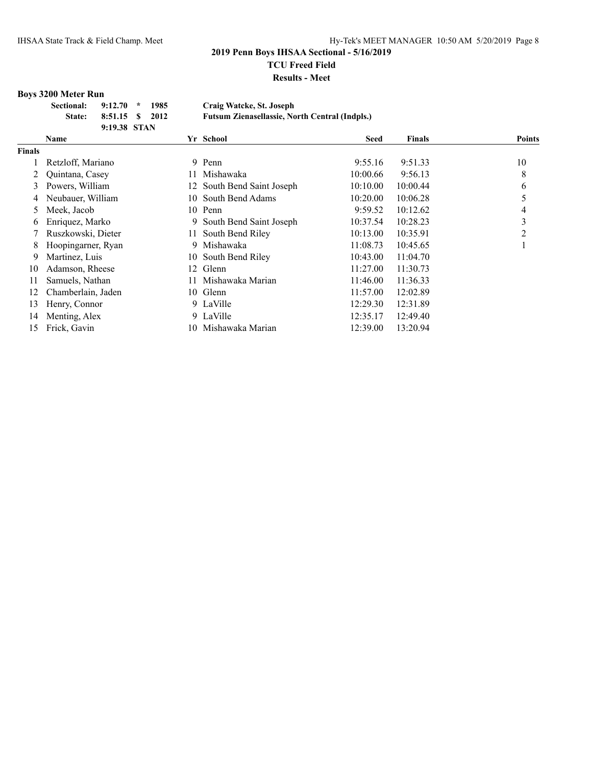## 2019 Penn Boys IHSAA Sectional - 5/16/2019

### TCU Freed Field

### Results - Meet

### Boys 3200 Meter Run

| | | | | |
|---|---|---|---|---|
| **Sectional:** | **9:12.70** | * | **1985** | **Craig Watcke, St. Joseph** |
| **State:** | **8:51.15** | $ | **2012** | **Futsum Zienasellassie, North Central (Indpls.)** |
| | **9:19.38** | **STAN** | | |

| | Name | Yr | School | Seed | Finals | Points |
|---|---|---|---|---|---|---|
| **Finals** | | | | | | |
| 1 | Retzloff, Mariano | 9 | Penn | 9:55.16 | 9:51.33 | 10 |
| 2 | Quintana, Casey | 11 | Mishawaka | 10:00.66 | 9:56.13 | 8 |
| 3 | Powers, William | 12 | South Bend Saint Joseph | 10:10.00 | 10:00.44 | 6 |
| 4 | Neubauer, William | 10 | South Bend Adams | 10:20.00 | 10:06.28 | 5 |
| 5 | Meek, Jacob | 10 | Penn | 9:59.52 | 10:12.62 | 4 |
| 6 | Enriquez, Marko | 9 | South Bend Saint Joseph | 10:37.54 | 10:28.23 | 3 |
| 7 | Ruszkowski, Dieter | 11 | South Bend Riley | 10:13.00 | 10:35.91 | 2 |
| 8 | Hoopingarner, Ryan | 9 | Mishawaka | 11:08.73 | 10:45.65 | 1 |
| 9 | Martinez, Luis | 10 | South Bend Riley | 10:43.00 | 11:04.70 | |
| 10 | Adamson, Rheese | 12 | Glenn | 11:27.00 | 11:30.73 | |
| 11 | Samuels, Nathan | 11 | Mishawaka Marian | 11:46.00 | 11:36.33 | |
| 12 | Chamberlain, Jaden | 10 | Glenn | 11:57.00 | 12:02.89 | |
| 13 | Henry, Connor | 9 | LaVille | 12:29.30 | 12:31.89 | |
| 14 | Menting, Alex | 9 | LaVille | 12:35.17 | 12:49.40 | |
| 15 | Frick, Gavin | 10 | Mishawaka Marian | 12:39.00 | 13:20.94 | |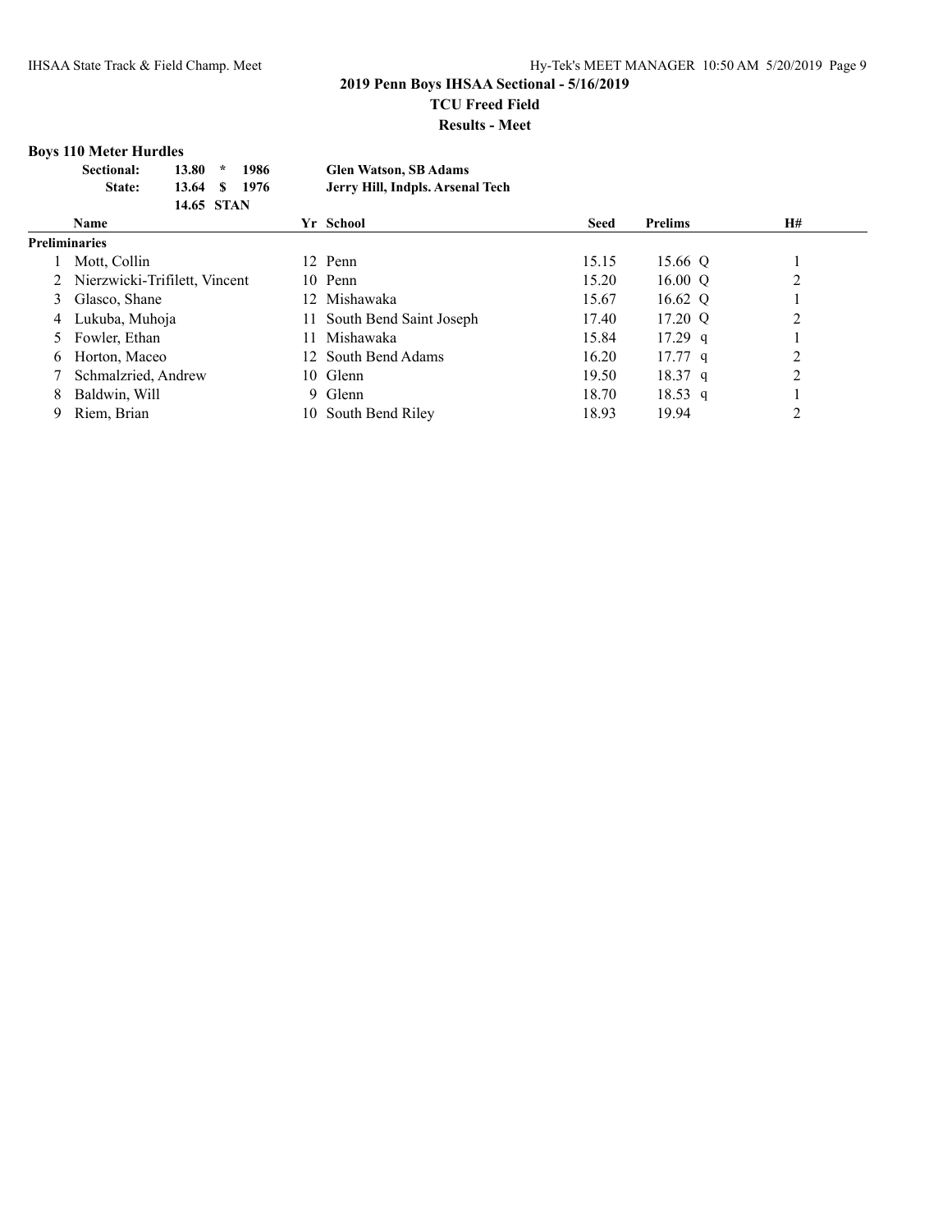## 2019 Penn Boys IHSAA Sectional - 5/16/2019

### TCU Freed Field

### Results - Meet

**Boys 110 Meter Hurdles**

| | | | | |
|---|---|---|---|---|
| **Sectional:** | **13.80** | ***** | **1986** | **Glen Watson, SB Adams** |
| **State:** | **13.64** | **$** | **1976** | **Jerry Hill, Indpls. Arsenal Tech** |
| | **14.65** | **STAN** | | |

| | Name | Yr | School | Seed | Prelims | | H# |
|---|---|---|---|---|---|---|---|
| **Preliminaries** | | | | | | | |
| 1 | Mott, Collin | 12 | Penn | 15.15 | 15.66 | Q | 1 |
| 2 | Nierzwicki-Trifilett, Vincent | 10 | Penn | 15.20 | 16.00 | Q | 2 |
| 3 | Glasco, Shane | 12 | Mishawaka | 15.67 | 16.62 | Q | 1 |
| 4 | Lukuba, Muhoja | 11 | South Bend Saint Joseph | 17.40 | 17.20 | Q | 2 |
| 5 | Fowler, Ethan | 11 | Mishawaka | 15.84 | 17.29 | q | 1 |
| 6 | Horton, Maceo | 12 | South Bend Adams | 16.20 | 17.77 | q | 2 |
| 7 | Schmalzried, Andrew | 10 | Glenn | 19.50 | 18.37 | q | 2 |
| 8 | Baldwin, Will | 9 | Glenn | 18.70 | 18.53 | q | 1 |
| 9 | Riem, Brian | 10 | South Bend Riley | 18.93 | 19.94 | | 2 |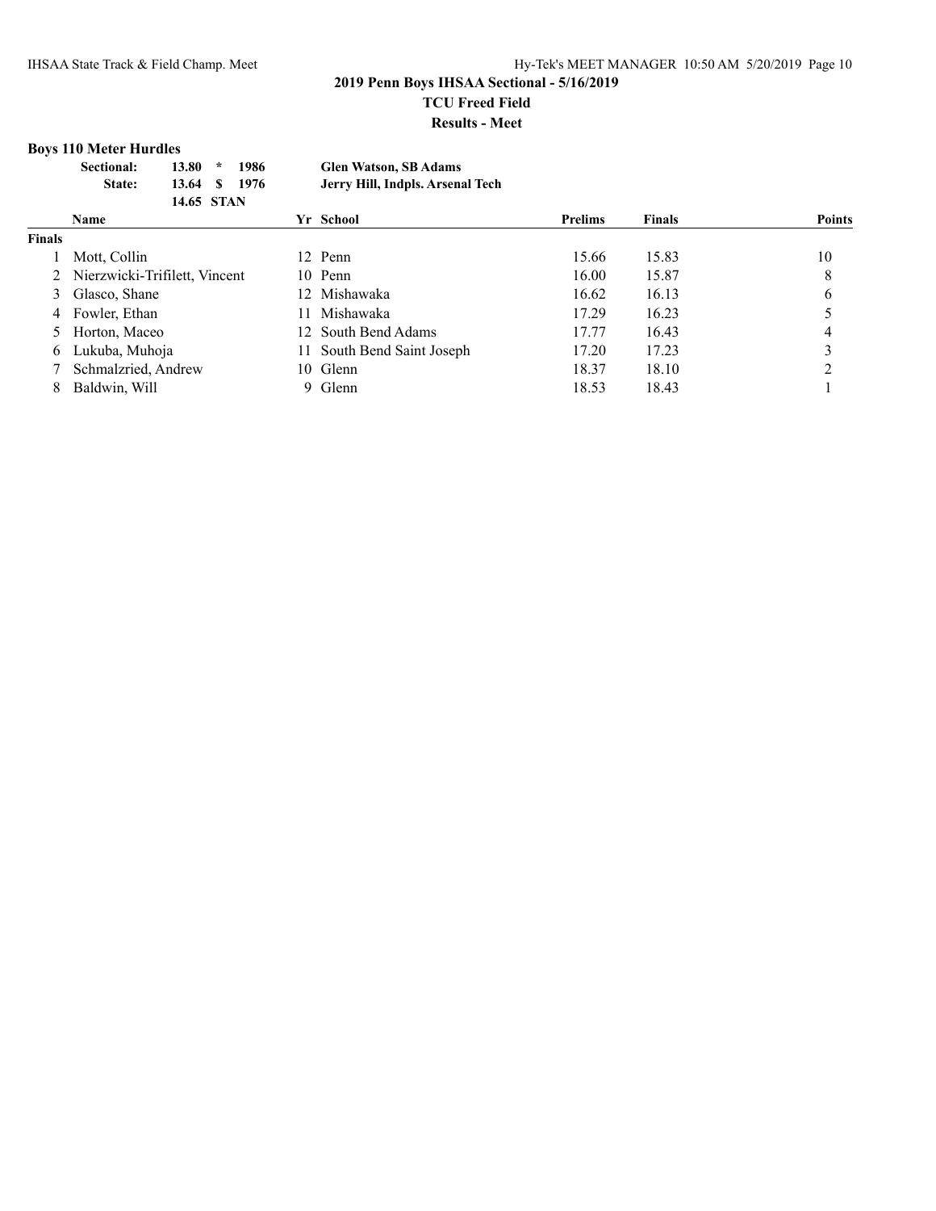## 2019 Penn Boys IHSAA Sectional - 5/16/2019

**TCU Freed Field**

**Results - Meet**

### Boys 110 Meter Hurdles

| | | | | |
|---|---|---|---|---|
| **Sectional:** | **13.80** | ***** | **1986** | **Glen Watson, SB Adams** |
| **State:** | **13.64** | **$** | **1976** | **Jerry Hill, Indpls. Arsenal Tech** |
| | **14.65** | **STAN** | | |

| | Name | Yr | School | Prelims | Finals | Points |
|---|---|---|---|---|---|---|
| **Finals** | | | | | | |
| 1 | Mott, Collin | 12 | Penn | 15.66 | 15.83 | 10 |
| 2 | Nierzwicki-Trifilett, Vincent | 10 | Penn | 16.00 | 15.87 | 8 |
| 3 | Glasco, Shane | 12 | Mishawaka | 16.62 | 16.13 | 6 |
| 4 | Fowler, Ethan | 11 | Mishawaka | 17.29 | 16.23 | 5 |
| 5 | Horton, Maceo | 12 | South Bend Adams | 17.77 | 16.43 | 4 |
| 6 | Lukuba, Muhoja | 11 | South Bend Saint Joseph | 17.20 | 17.23 | 3 |
| 7 | Schmalzried, Andrew | 10 | Glenn | 18.37 | 18.10 | 2 |
| 8 | Baldwin, Will | 9 | Glenn | 18.53 | 18.43 | 1 |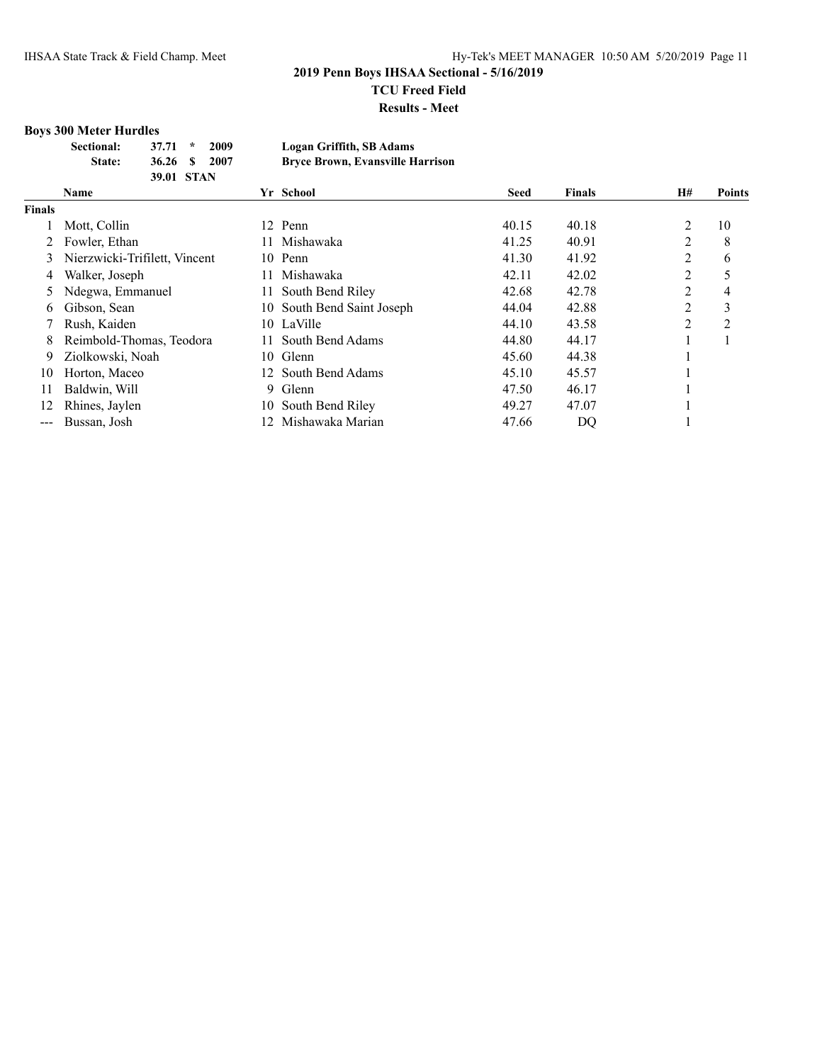## 2019 Penn Boys IHSAA Sectional - 5/16/2019

**TCU Freed Field**

**Results - Meet**

### Boys 300 Meter Hurdles

| | | | | |
|---|---|---|---|---|
| **Sectional:** | **37.71** | ***** | **2009** | **Logan Griffith, SB Adams** |
| **State:** | **36.26** | **$** | **2007** | **Bryce Brown, Evansville Harrison** |
| | **39.01** | **STAN** | | |

| | Name | Yr | School | Seed | Finals | H# | Points |
|---|---|---|---|---|---|---|---|
| **Finals** | | | | | | | |
| 1 | Mott, Collin | 12 | Penn | 40.15 | 40.18 | 2 | 10 |
| 2 | Fowler, Ethan | 11 | Mishawaka | 41.25 | 40.91 | 2 | 8 |
| 3 | Nierzwicki-Trifilett, Vincent | 10 | Penn | 41.30 | 41.92 | 2 | 6 |
| 4 | Walker, Joseph | 11 | Mishawaka | 42.11 | 42.02 | 2 | 5 |
| 5 | Ndegwa, Emmanuel | 11 | South Bend Riley | 42.68 | 42.78 | 2 | 4 |
| 6 | Gibson, Sean | 10 | South Bend Saint Joseph | 44.04 | 42.88 | 2 | 3 |
| 7 | Rush, Kaiden | 10 | LaVille | 44.10 | 43.58 | 2 | 2 |
| 8 | Reimbold-Thomas, Teodora | 11 | South Bend Adams | 44.80 | 44.17 | 1 | 1 |
| 9 | Ziolkowski, Noah | 10 | Glenn | 45.60 | 44.38 | 1 | |
| 10 | Horton, Maceo | 12 | South Bend Adams | 45.10 | 45.57 | 1 | |
| 11 | Baldwin, Will | 9 | Glenn | 47.50 | 46.17 | 1 | |
| 12 | Rhines, Jaylen | 10 | South Bend Riley | 49.27 | 47.07 | 1 | |
| --- | Bussan, Josh | 12 | Mishawaka Marian | 47.66 | DQ | 1 | |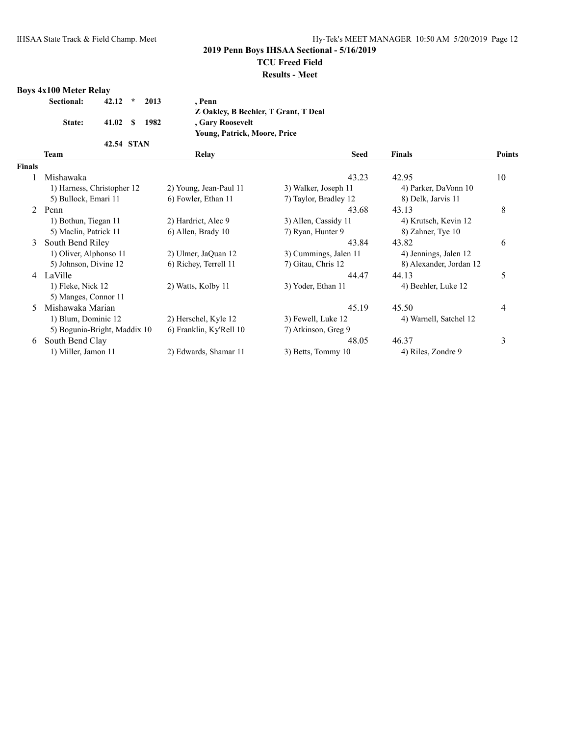## 2019 Penn Boys IHSAA Sectional - 5/16/2019

### TCU Freed Field

### Results - Meet

**Boys 4x100 Meter Relay**

| | | | | | |
|---|---|---|---|---|---|
| **Sectional:** | **42.12** | **\*** | **2013** | **, Penn** | |
| | | | | **Z Oakley, B Beehler, T Grant, T Deal** | |
| **State:** | **41.02** | **$** | **1982** | **, Gary Roosevelt** | |
| | | | | **Young, Patrick, Moore, Price** | |
| | **42.54** | **STAN** | | | |

| | Team | Relay | | Seed | Finals | Points |
|---|---|---|---|---|---|---|
| **Finals** | | | | | | |
| 1 | Mishawaka | | | 43.23 | 42.95 | 10 |
| | 1) Harness, Christopher 12 | 2) Young, Jean-Paul 11 | 3) Walker, Joseph 11 | | 4) Parker, DaVonn 10 | |
| | 5) Bullock, Emari 11 | 6) Fowler, Ethan 11 | 7) Taylor, Bradley 12 | | 8) Delk, Jarvis 11 | |
| 2 | Penn | | | 43.68 | 43.13 | 8 |
| | 1) Bothun, Tiegan 11 | 2) Hardrict, Alec 9 | 3) Allen, Cassidy 11 | | 4) Krutsch, Kevin 12 | |
| | 5) Maclin, Patrick 11 | 6) Allen, Brady 10 | 7) Ryan, Hunter 9 | | 8) Zahner, Tye 10 | |
| 3 | South Bend Riley | | | 43.84 | 43.82 | 6 |
| | 1) Oliver, Alphonso 11 | 2) Ulmer, JaQuan 12 | 3) Cummings, Jalen 11 | | 4) Jennings, Jalen 12 | |
| | 5) Johnson, Divine 12 | 6) Richey, Terrell 11 | 7) Gitau, Chris 12 | | 8) Alexander, Jordan 12 | |
| 4 | LaVille | | | 44.47 | 44.13 | 5 |
| | 1) Fleke, Nick 12 | 2) Watts, Kolby 11 | 3) Yoder, Ethan 11 | | 4) Beehler, Luke 12 | |
| | 5) Manges, Connor 11 | | | | | |
| 5 | Mishawaka Marian | | | 45.19 | 45.50 | 4 |
| | 1) Blum, Dominic 12 | 2) Herschel, Kyle 12 | 3) Fewell, Luke 12 | | 4) Warnell, Satchel 12 | |
| | 5) Bogunia-Bright, Maddix 10 | 6) Franklin, Ky'Rell 10 | 7) Atkinson, Greg 9 | | | |
| 6 | South Bend Clay | | | 48.05 | 46.37 | 3 |
| | 1) Miller, Jamon 11 | 2) Edwards, Shamar 11 | 3) Betts, Tommy 10 | | 4) Riles, Zondre 9 | |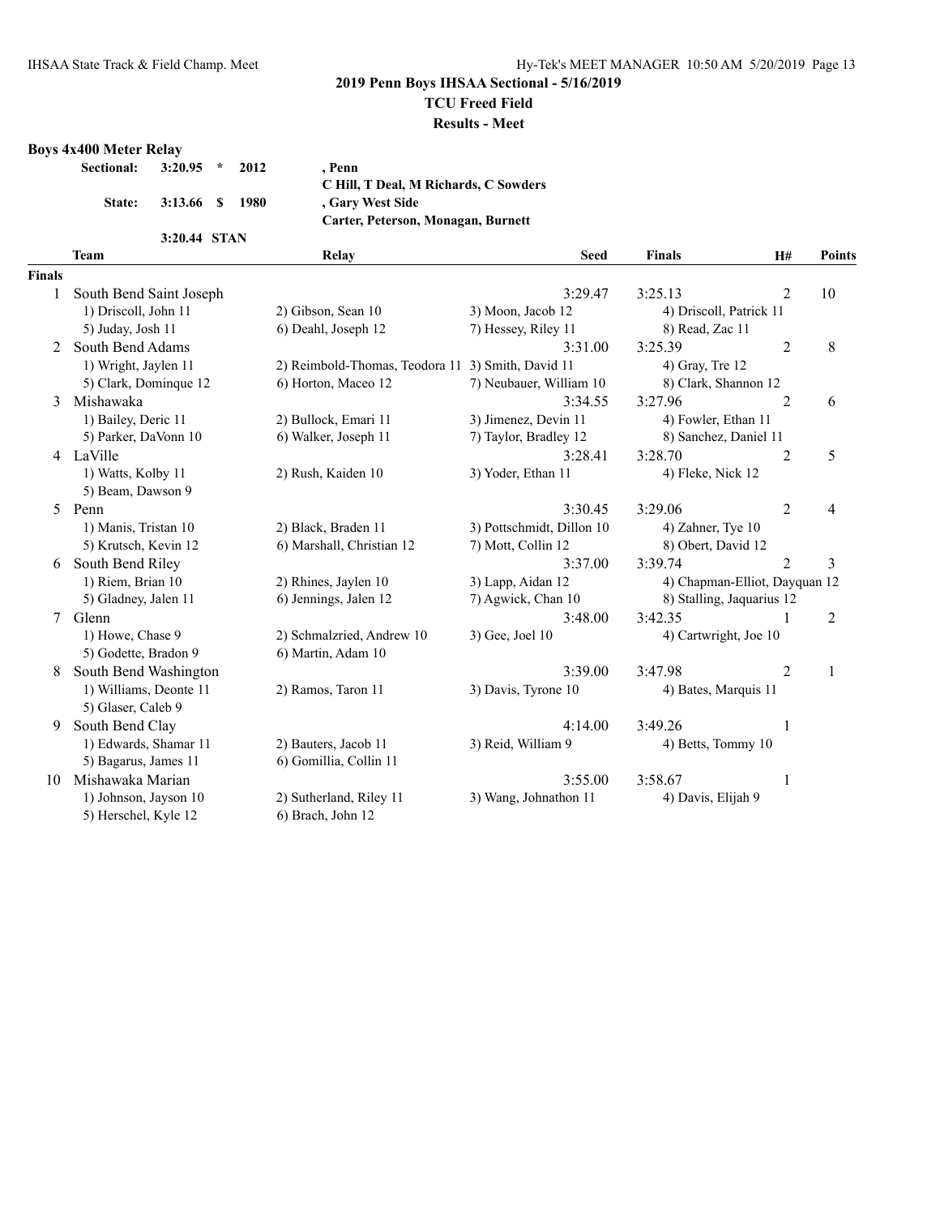**2019 Penn Boys IHSAA Sectional - 5/16/2019**

**TCU Freed Field**

**Results - Meet**

### Boys 4x400 Meter Relay

| | | | | |
|---|---|---|---|---|
| **Sectional:** | **3:20.95** | * | **2012** | **, Penn** |
| | | | | **C Hill, T Deal, M Richards, C Sowders** |
| **State:** | **3:13.66** | **$** | **1980** | **, Gary West Side** |
| | | | | **Carter, Peterson, Monagan, Burnett** |
| | **3:20.44** | **STAN** | | |

| | Team | Relay | Seed | Finals | H# | Points |
|---|---|---|---|---|---|---|
| **Finals** | | | | | | |
| 1 | South Bend Saint Joseph | | 3:29.47 | 3:25.13 | 2 | 10 |
| | 1) Driscoll, John 11 | 2) Gibson, Sean 10 | 3) Moon, Jacob 12 | 4) Driscoll, Patrick 11 | | |
| | 5) Juday, Josh 11 | 6) Deahl, Joseph 12 | 7) Hessey, Riley 11 | 8) Read, Zac 11 | | |
| 2 | South Bend Adams | | 3:31.00 | 3:25.39 | 2 | 8 |
| | 1) Wright, Jaylen 11 | 2) Reimbold-Thomas, Teodora 11 | 3) Smith, David 11 | 4) Gray, Tre 12 | | |
| | 5) Clark, Dominque 12 | 6) Horton, Maceo 12 | 7) Neubauer, William 10 | 8) Clark, Shannon 12 | | |
| 3 | Mishawaka | | 3:34.55 | 3:27.96 | 2 | 6 |
| | 1) Bailey, Deric 11 | 2) Bullock, Emari 11 | 3) Jimenez, Devin 11 | 4) Fowler, Ethan 11 | | |
| | 5) Parker, DaVonn 10 | 6) Walker, Joseph 11 | 7) Taylor, Bradley 12 | 8) Sanchez, Daniel 11 | | |
| 4 | LaVille | | 3:28.41 | 3:28.70 | 2 | 5 |
| | 1) Watts, Kolby 11 | 2) Rush, Kaiden 10 | 3) Yoder, Ethan 11 | 4) Fleke, Nick 12 | | |
| | 5) Beam, Dawson 9 | | | | | |
| 5 | Penn | | 3:30.45 | 3:29.06 | 2 | 4 |
| | 1) Manis, Tristan 10 | 2) Black, Braden 11 | 3) Pottschmidt, Dillon 10 | 4) Zahner, Tye 10 | | |
| | 5) Krutsch, Kevin 12 | 6) Marshall, Christian 12 | 7) Mott, Collin 12 | 8) Obert, David 12 | | |
| 6 | South Bend Riley | | 3:37.00 | 3:39.74 | 2 | 3 |
| | 1) Riem, Brian 10 | 2) Rhines, Jaylen 10 | 3) Lapp, Aidan 12 | 4) Chapman-Elliot, Dayquan 12 | | |
| | 5) Gladney, Jalen 11 | 6) Jennings, Jalen 12 | 7) Agwick, Chan 10 | 8) Stalling, Jaquarius 12 | | |
| 7 | Glenn | | 3:48.00 | 3:42.35 | 1 | 2 |
| | 1) Howe, Chase 9 | 2) Schmalzried, Andrew 10 | 3) Gee, Joel 10 | 4) Cartwright, Joe 10 | | |
| | 5) Godette, Bradon 9 | 6) Martin, Adam 10 | | | | |
| 8 | South Bend Washington | | 3:39.00 | 3:47.98 | 2 | 1 |
| | 1) Williams, Deonte 11 | 2) Ramos, Taron 11 | 3) Davis, Tyrone 10 | 4) Bates, Marquis 11 | | |
| | 5) Glaser, Caleb 9 | | | | | |
| 9 | South Bend Clay | | 4:14.00 | 3:49.26 | 1 | |
| | 1) Edwards, Shamar 11 | 2) Bauters, Jacob 11 | 3) Reid, William 9 | 4) Betts, Tommy 10 | | |
| | 5) Bagarus, James 11 | 6) Gomillia, Collin 11 | | | | |
| 10 | Mishawaka Marian | | 3:55.00 | 3:58.67 | 1 | |
| | 1) Johnson, Jayson 10 | 2) Sutherland, Riley 11 | 3) Wang, Johnathon 11 | 4) Davis, Elijah 9 | | |
| | 5) Herschel, Kyle 12 | 6) Brach, John 12 | | | | |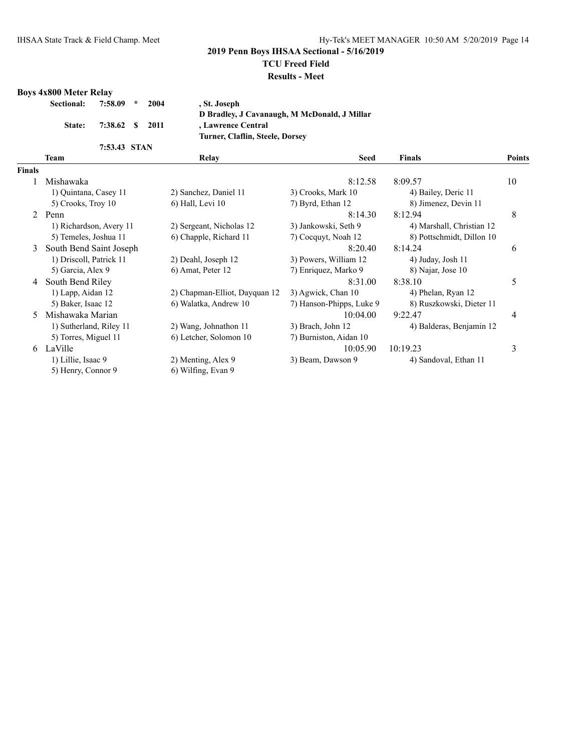## 2019 Penn Boys IHSAA Sectional - 5/16/2019

**TCU Freed Field**

**Results - Meet**

### Boys 4x800 Meter Relay

| | | | | |
|---|---|---|---|---|
| **Sectional:** | **7:58.09** | * | **2004** | **, St. Joseph** |
| | | | | **D Bradley, J Cavanaugh, M McDonald, J Millar** |
| **State:** | **7:38.62** | $ | **2011** | **, Lawrence Central** |
| | | | | **Turner, Claflin, Steele, Dorsey** |
| | **7:53.43** | **STAN** | | |

| | Team | Relay | Seed | Finals | Points |
|---|---|---|---|---|---|
| **Finals** | | | | | |
| 1 | Mishawaka | | 8:12.58 | 8:09.57 | 10 |
| | 1) Quintana, Casey 11 | 2) Sanchez, Daniel 11 | 3) Crooks, Mark 10 | 4) Bailey, Deric 11 | |
| | 5) Crooks, Troy 10 | 6) Hall, Levi 10 | 7) Byrd, Ethan 12 | 8) Jimenez, Devin 11 | |
| 2 | Penn | | 8:14.30 | 8:12.94 | 8 |
| | 1) Richardson, Avery 11 | 2) Sergeant, Nicholas 12 | 3) Jankowski, Seth 9 | 4) Marshall, Christian 12 | |
| | 5) Temeles, Joshua 11 | 6) Chapple, Richard 11 | 7) Cocquyt, Noah 12 | 8) Pottschmidt, Dillon 10 | |
| 3 | South Bend Saint Joseph | | 8:20.40 | 8:14.24 | 6 |
| | 1) Driscoll, Patrick 11 | 2) Deahl, Joseph 12 | 3) Powers, William 12 | 4) Juday, Josh 11 | |
| | 5) Garcia, Alex 9 | 6) Amat, Peter 12 | 7) Enriquez, Marko 9 | 8) Najar, Jose 10 | |
| 4 | South Bend Riley | | 8:31.00 | 8:38.10 | 5 |
| | 1) Lapp, Aidan 12 | 2) Chapman-Elliot, Dayquan 12 | 3) Agwick, Chan 10 | 4) Phelan, Ryan 12 | |
| | 5) Baker, Isaac 12 | 6) Walatka, Andrew 10 | 7) Hanson-Phipps, Luke 9 | 8) Ruszkowski, Dieter 11 | |
| 5 | Mishawaka Marian | | 10:04.00 | 9:22.47 | 4 |
| | 1) Sutherland, Riley 11 | 2) Wang, Johnathon 11 | 3) Brach, John 12 | 4) Balderas, Benjamin 12 | |
| | 5) Torres, Miguel 11 | 6) Letcher, Solomon 10 | 7) Burniston, Aidan 10 | | |
| 6 | LaVille | | 10:05.90 | 10:19.23 | 3 |
| | 1) Lillie, Isaac 9 | 2) Menting, Alex 9 | 3) Beam, Dawson 9 | 4) Sandoval, Ethan 11 | |
| | 5) Henry, Connor 9 | 6) Wilfing, Evan 9 | | | |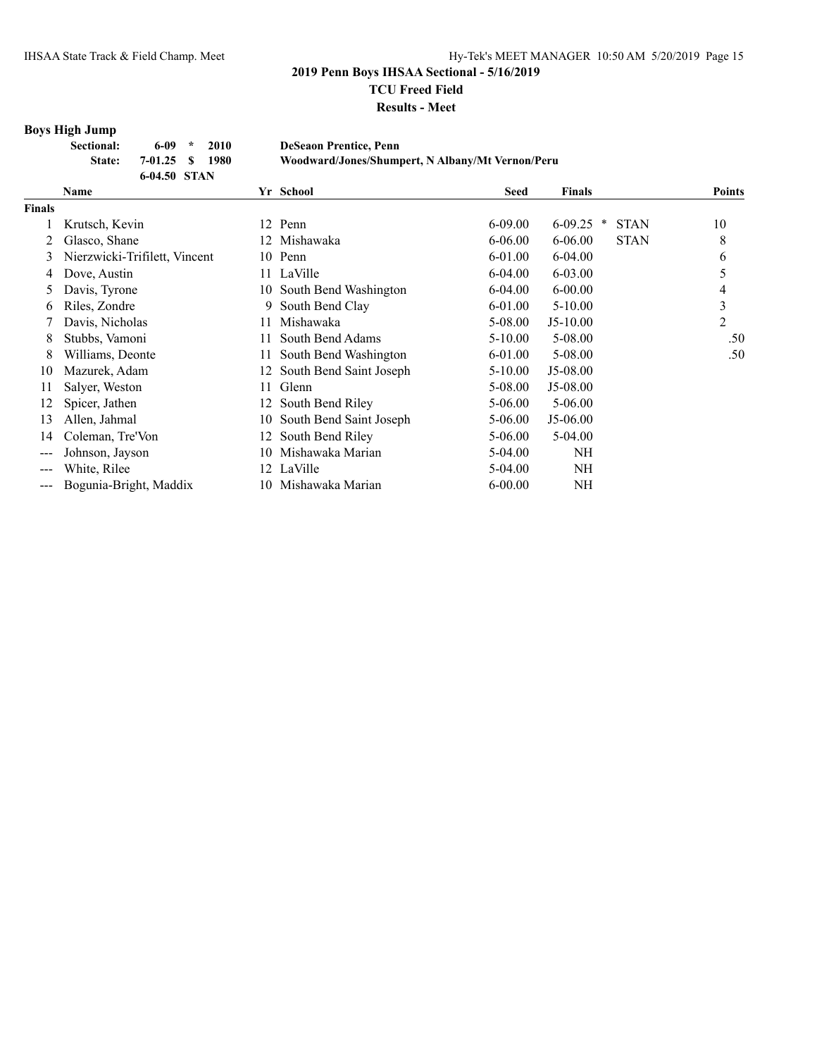## 2019 Penn Boys IHSAA Sectional - 5/16/2019

**TCU Freed Field**

**Results - Meet**

### Boys High Jump

| | | | | |
|---|---|---|---|---|
| **Sectional:** | **6-09** | * | **2010** | **DeSeaon Prentice, Penn** |
| **State:** | **7-01.25** | **$** | **1980** | **Woodward/Jones/Shumpert, N Albany/Mt Vernon/Peru** |
| | **6-04.50** | **STAN** | | |

| | Name | Yr | School | Seed | Finals | | Points |
|---|---|---|---|---|---|---|---|
| **Finals** | | | | | | | |
| 1 | Krutsch, Kevin | 12 | Penn | 6-09.00 | 6-09.25 * | STAN | 10 |
| 2 | Glasco, Shane | 12 | Mishawaka | 6-06.00 | 6-06.00 | STAN | 8 |
| 3 | Nierzwicki-Trifilett, Vincent | 10 | Penn | 6-01.00 | 6-04.00 | | 6 |
| 4 | Dove, Austin | 11 | LaVille | 6-04.00 | 6-03.00 | | 5 |
| 5 | Davis, Tyrone | 10 | South Bend Washington | 6-04.00 | 6-00.00 | | 4 |
| 6 | Riles, Zondre | 9 | South Bend Clay | 6-01.00 | 5-10.00 | | 3 |
| 7 | Davis, Nicholas | 11 | Mishawaka | 5-08.00 | J5-10.00 | | 2 |
| 8 | Stubbs, Vamoni | 11 | South Bend Adams | 5-10.00 | 5-08.00 | | .50 |
| 8 | Williams, Deonte | 11 | South Bend Washington | 6-01.00 | 5-08.00 | | .50 |
| 10 | Mazurek, Adam | 12 | South Bend Saint Joseph | 5-10.00 | J5-08.00 | | |
| 11 | Salyer, Weston | 11 | Glenn | 5-08.00 | J5-08.00 | | |
| 12 | Spicer, Jathen | 12 | South Bend Riley | 5-06.00 | 5-06.00 | | |
| 13 | Allen, Jahmal | 10 | South Bend Saint Joseph | 5-06.00 | J5-06.00 | | |
| 14 | Coleman, Tre'Von | 12 | South Bend Riley | 5-06.00 | 5-04.00 | | |
| --- | Johnson, Jayson | 10 | Mishawaka Marian | 5-04.00 | NH | | |
| --- | White, Rilee | 12 | LaVille | 5-04.00 | NH | | |
| --- | Bogunia-Bright, Maddix | 10 | Mishawaka Marian | 6-00.00 | NH | | |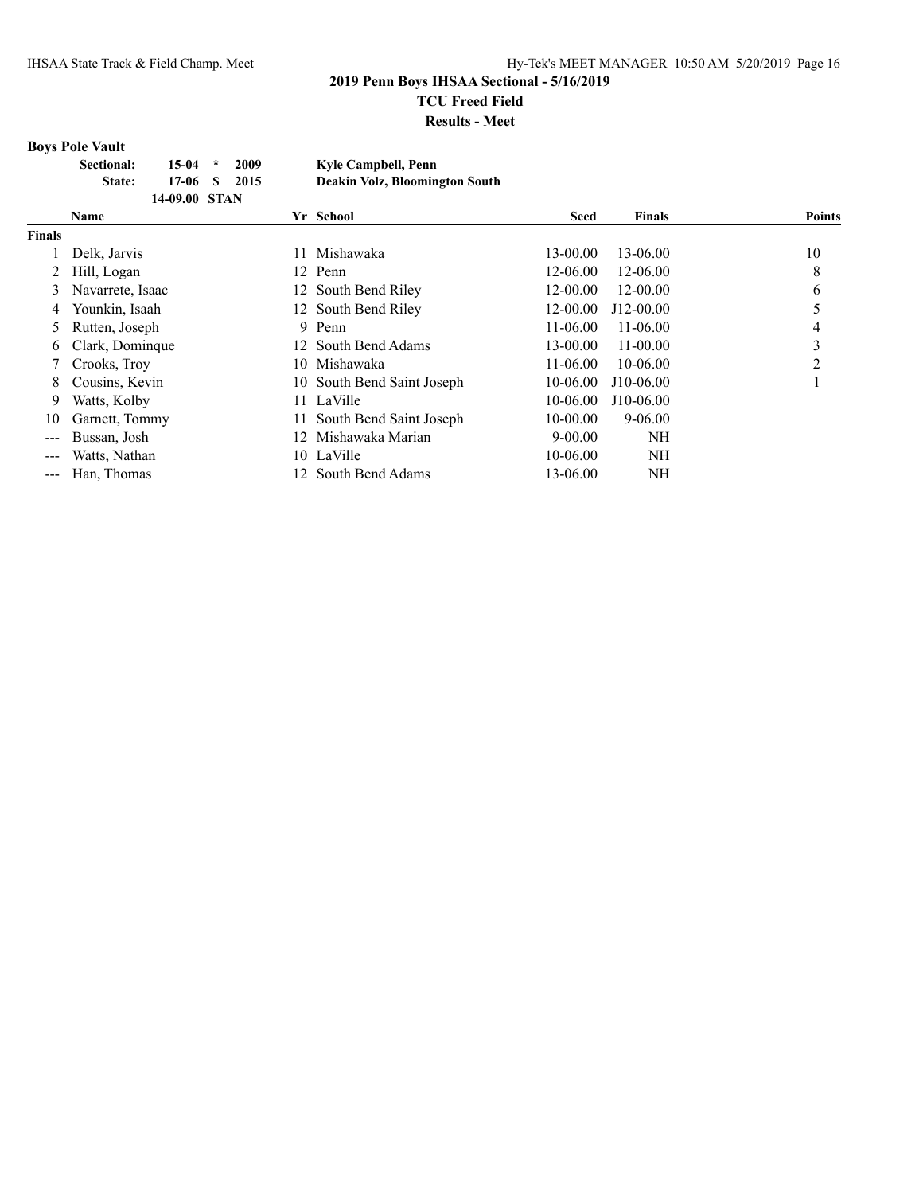## 2019 Penn Boys IHSAA Sectional - 5/16/2019

**TCU Freed Field**

**Results - Meet**

### Boys Pole Vault

| | | | | |
|---|---|---|---|---|
| **Sectional:** | **15-04** | ***** | **2009** | **Kyle Campbell, Penn** |
| **State:** | **17-06** | **$** | **2015** | **Deakin Volz, Bloomington South** |
| | **14-09.00** | **STAN** | | |

| | Name | Yr | School | Seed | Finals | Points |
|---|---|---|---|---|---|---|
| **Finals** | | | | | | |
| 1 | Delk, Jarvis | 11 | Mishawaka | 13-00.00 | 13-06.00 | 10 |
| 2 | Hill, Logan | 12 | Penn | 12-06.00 | 12-06.00 | 8 |
| 3 | Navarrete, Isaac | 12 | South Bend Riley | 12-00.00 | 12-00.00 | 6 |
| 4 | Younkin, Isaah | 12 | South Bend Riley | 12-00.00 | J12-00.00 | 5 |
| 5 | Rutten, Joseph | 9 | Penn | 11-06.00 | 11-06.00 | 4 |
| 6 | Clark, Dominque | 12 | South Bend Adams | 13-00.00 | 11-00.00 | 3 |
| 7 | Crooks, Troy | 10 | Mishawaka | 11-06.00 | 10-06.00 | 2 |
| 8 | Cousins, Kevin | 10 | South Bend Saint Joseph | 10-06.00 | J10-06.00 | 1 |
| 9 | Watts, Kolby | 11 | LaVille | 10-06.00 | J10-06.00 | |
| 10 | Garnett, Tommy | 11 | South Bend Saint Joseph | 10-00.00 | 9-06.00 | |
| --- | Bussan, Josh | 12 | Mishawaka Marian | 9-00.00 | NH | |
| --- | Watts, Nathan | 10 | LaVille | 10-06.00 | NH | |
| --- | Han, Thomas | 12 | South Bend Adams | 13-06.00 | NH | |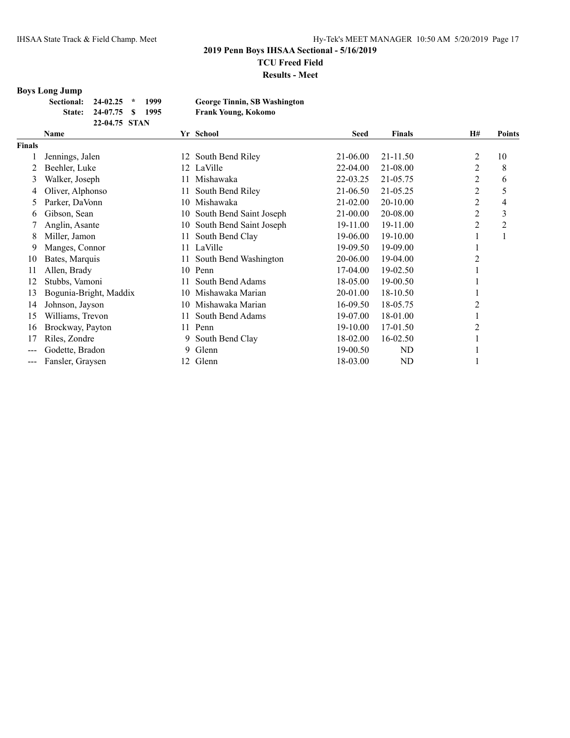## 2019 Penn Boys IHSAA Sectional - 5/16/2019

**TCU Freed Field**

**Results - Meet**

### Boys Long Jump

| | | | | |
|---|---|---|---|---|
| **Sectional:** | **24-02.25** | ***** | **1999** | **George Tinnin, SB Washington** |
| **State:** | **24-07.75** | **$** | **1995** | **Frank Young, Kokomo** |
| | **22-04.75** | **STAN** | | |

| | Name | Yr | School | Seed | Finals | H# | Points |
|---|---|---|---|---|---|---|---|
| **Finals** | | | | | | | |
| 1 | Jennings, Jalen | 12 | South Bend Riley | 21-06.00 | 21-11.50 | 2 | 10 |
| 2 | Beehler, Luke | 12 | LaVille | 22-04.00 | 21-08.00 | 2 | 8 |
| 3 | Walker, Joseph | 11 | Mishawaka | 22-03.25 | 21-05.75 | 2 | 6 |
| 4 | Oliver, Alphonso | 11 | South Bend Riley | 21-06.50 | 21-05.25 | 2 | 5 |
| 5 | Parker, DaVonn | 10 | Mishawaka | 21-02.00 | 20-10.00 | 2 | 4 |
| 6 | Gibson, Sean | 10 | South Bend Saint Joseph | 21-00.00 | 20-08.00 | 2 | 3 |
| 7 | Anglin, Asante | 10 | South Bend Saint Joseph | 19-11.00 | 19-11.00 | 2 | 2 |
| 8 | Miller, Jamon | 11 | South Bend Clay | 19-06.00 | 19-10.00 | 1 | 1 |
| 9 | Manges, Connor | 11 | LaVille | 19-09.50 | 19-09.00 | 1 | |
| 10 | Bates, Marquis | 11 | South Bend Washington | 20-06.00 | 19-04.00 | 2 | |
| 11 | Allen, Brady | 10 | Penn | 17-04.00 | 19-02.50 | 1 | |
| 12 | Stubbs, Vamoni | 11 | South Bend Adams | 18-05.00 | 19-00.50 | 1 | |
| 13 | Bogunia-Bright, Maddix | 10 | Mishawaka Marian | 20-01.00 | 18-10.50 | 1 | |
| 14 | Johnson, Jayson | 10 | Mishawaka Marian | 16-09.50 | 18-05.75 | 2 | |
| 15 | Williams, Trevon | 11 | South Bend Adams | 19-07.00 | 18-01.00 | 1 | |
| 16 | Brockway, Payton | 11 | Penn | 19-10.00 | 17-01.50 | 2 | |
| 17 | Riles, Zondre | 9 | South Bend Clay | 18-02.00 | 16-02.50 | 1 | |
| --- | Godette, Bradon | 9 | Glenn | 19-00.50 | ND | 1 | |
| --- | Fansler, Graysen | 12 | Glenn | 18-03.00 | ND | 1 | |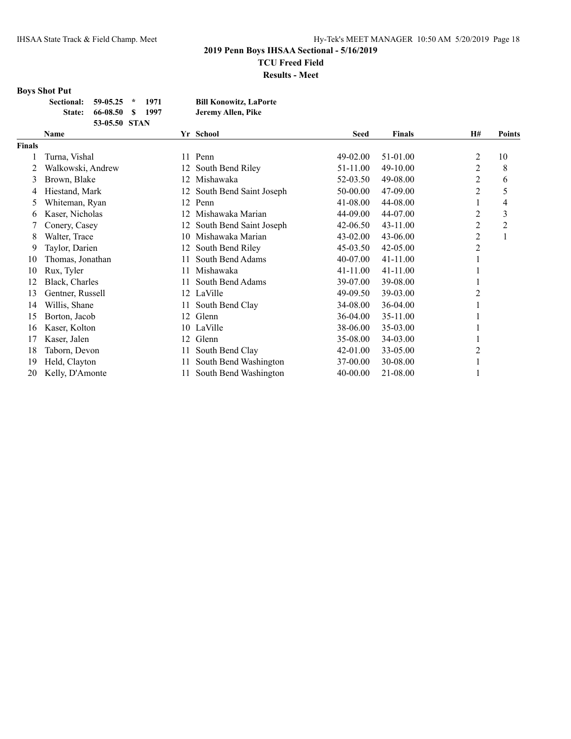## 2019 Penn Boys IHSAA Sectional - 5/16/2019

**TCU Freed Field**

**Results - Meet**

### Boys Shot Put

| | | | | |
|---|---|---|---|---|
| **Sectional:** | **59-05.25** | * | **1971** | **Bill Konowitz, LaPorte** |
| **State:** | **66-08.50** | $ | **1997** | **Jeremy Allen, Pike** |
| | **53-05.50** | **STAN** | | |

| | Name | Yr | School | Seed | Finals | H# | Points |
|---|---|---|---|---|---|---|---|
| **Finals** | | | | | | | |
| 1 | Turna, Vishal | 11 | Penn | 49-02.00 | 51-01.00 | 2 | 10 |
| 2 | Walkowski, Andrew | 12 | South Bend Riley | 51-11.00 | 49-10.00 | 2 | 8 |
| 3 | Brown, Blake | 12 | Mishawaka | 52-03.50 | 49-08.00 | 2 | 6 |
| 4 | Hiestand, Mark | 12 | South Bend Saint Joseph | 50-00.00 | 47-09.00 | 2 | 5 |
| 5 | Whiteman, Ryan | 12 | Penn | 41-08.00 | 44-08.00 | 1 | 4 |
| 6 | Kaser, Nicholas | 12 | Mishawaka Marian | 44-09.00 | 44-07.00 | 2 | 3 |
| 7 | Conery, Casey | 12 | South Bend Saint Joseph | 42-06.50 | 43-11.00 | 2 | 2 |
| 8 | Walter, Trace | 10 | Mishawaka Marian | 43-02.00 | 43-06.00 | 2 | 1 |
| 9 | Taylor, Darien | 12 | South Bend Riley | 45-03.50 | 42-05.00 | 2 | |
| 10 | Thomas, Jonathan | 11 | South Bend Adams | 40-07.00 | 41-11.00 | 1 | |
| 10 | Rux, Tyler | 11 | Mishawaka | 41-11.00 | 41-11.00 | 1 | |
| 12 | Black, Charles | 11 | South Bend Adams | 39-07.00 | 39-08.00 | 1 | |
| 13 | Gentner, Russell | 12 | LaVille | 49-09.50 | 39-03.00 | 2 | |
| 14 | Willis, Shane | 11 | South Bend Clay | 34-08.00 | 36-04.00 | 1 | |
| 15 | Borton, Jacob | 12 | Glenn | 36-04.00 | 35-11.00 | 1 | |
| 16 | Kaser, Kolton | 10 | LaVille | 38-06.00 | 35-03.00 | 1 | |
| 17 | Kaser, Jalen | 12 | Glenn | 35-08.00 | 34-03.00 | 1 | |
| 18 | Taborn, Devon | 11 | South Bend Clay | 42-01.00 | 33-05.00 | 2 | |
| 19 | Held, Clayton | 11 | South Bend Washington | 37-00.00 | 30-08.00 | 1 | |
| 20 | Kelly, D'Amonte | 11 | South Bend Washington | 40-00.00 | 21-08.00 | 1 | |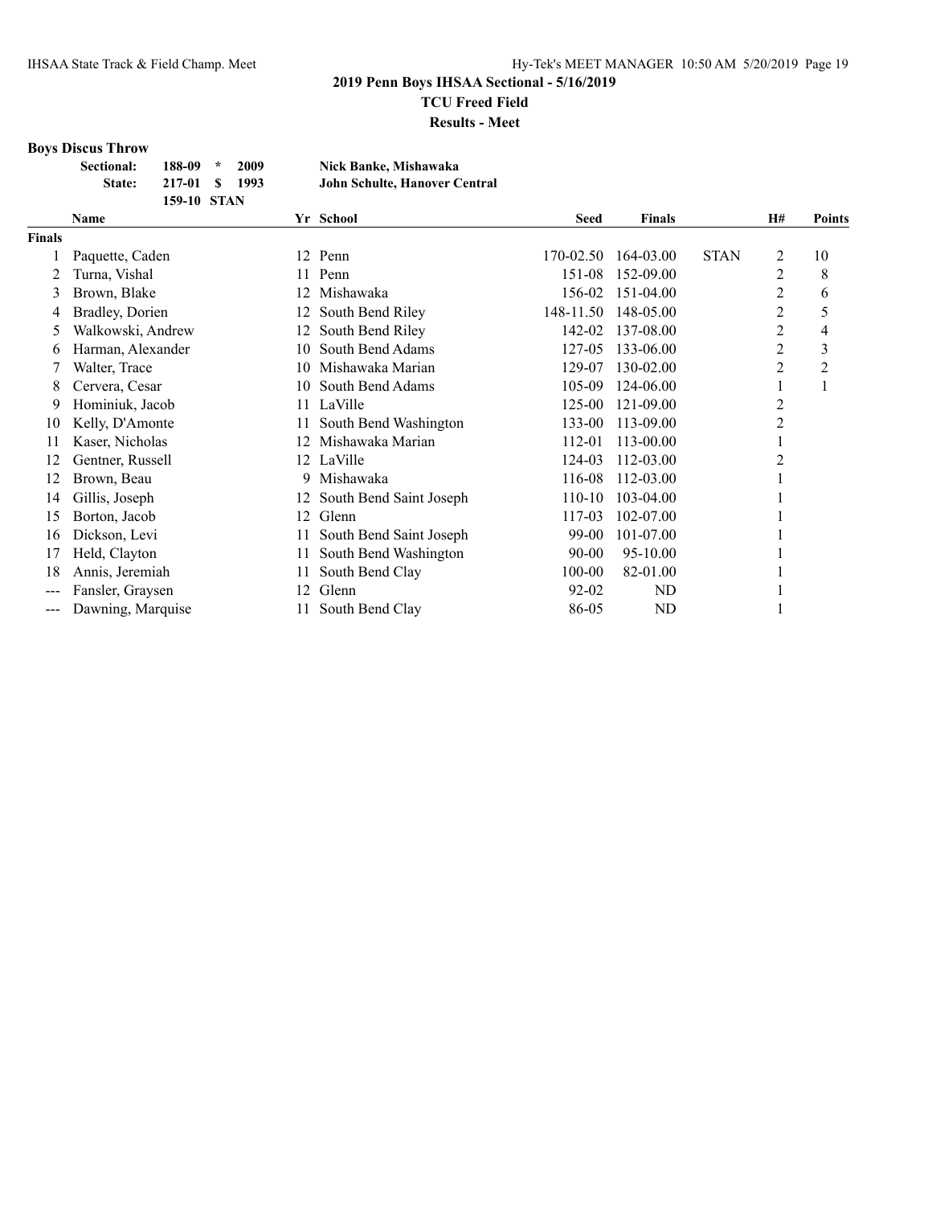## 2019 Penn Boys IHSAA Sectional - 5/16/2019

**TCU Freed Field**

**Results - Meet**

### Boys Discus Throw

| | | | | |
|---|---|---|---|---|
| **Sectional:** | **188-09** | * | **2009** | **Nick Banke, Mishawaka** |
| **State:** | **217-01** | $ | **1993** | **John Schulte, Hanover Central** |
| | **159-10** | **STAN** | | |

| | Name | Yr | School | Seed | Finals | | H# | Points |
|---|---|---|---|---|---|---|---|---|
| **Finals** | | | | | | | | |
| 1 | Paquette, Caden | 12 | Penn | 170-02.50 | 164-03.00 | STAN | 2 | 10 |
| 2 | Turna, Vishal | 11 | Penn | 151-08 | 152-09.00 | | 2 | 8 |
| 3 | Brown, Blake | 12 | Mishawaka | 156-02 | 151-04.00 | | 2 | 6 |
| 4 | Bradley, Dorien | 12 | South Bend Riley | 148-11.50 | 148-05.00 | | 2 | 5 |
| 5 | Walkowski, Andrew | 12 | South Bend Riley | 142-02 | 137-08.00 | | 2 | 4 |
| 6 | Harman, Alexander | 10 | South Bend Adams | 127-05 | 133-06.00 | | 2 | 3 |
| 7 | Walter, Trace | 10 | Mishawaka Marian | 129-07 | 130-02.00 | | 2 | 2 |
| 8 | Cervera, Cesar | 10 | South Bend Adams | 105-09 | 124-06.00 | | 1 | 1 |
| 9 | Hominiuk, Jacob | 11 | LaVille | 125-00 | 121-09.00 | | 2 | |
| 10 | Kelly, D'Amonte | 11 | South Bend Washington | 133-00 | 113-09.00 | | 2 | |
| 11 | Kaser, Nicholas | 12 | Mishawaka Marian | 112-01 | 113-00.00 | | 1 | |
| 12 | Gentner, Russell | 12 | LaVille | 124-03 | 112-03.00 | | 2 | |
| 12 | Brown, Beau | 9 | Mishawaka | 116-08 | 112-03.00 | | 1 | |
| 14 | Gillis, Joseph | 12 | South Bend Saint Joseph | 110-10 | 103-04.00 | | 1 | |
| 15 | Borton, Jacob | 12 | Glenn | 117-03 | 102-07.00 | | 1 | |
| 16 | Dickson, Levi | 11 | South Bend Saint Joseph | 99-00 | 101-07.00 | | 1 | |
| 17 | Held, Clayton | 11 | South Bend Washington | 90-00 | 95-10.00 | | 1 | |
| 18 | Annis, Jeremiah | 11 | South Bend Clay | 100-00 | 82-01.00 | | 1 | |
| --- | Fansler, Graysen | 12 | Glenn | 92-02 | ND | | 1 | |
| --- | Dawning, Marquise | 11 | South Bend Clay | 86-05 | ND | | 1 | |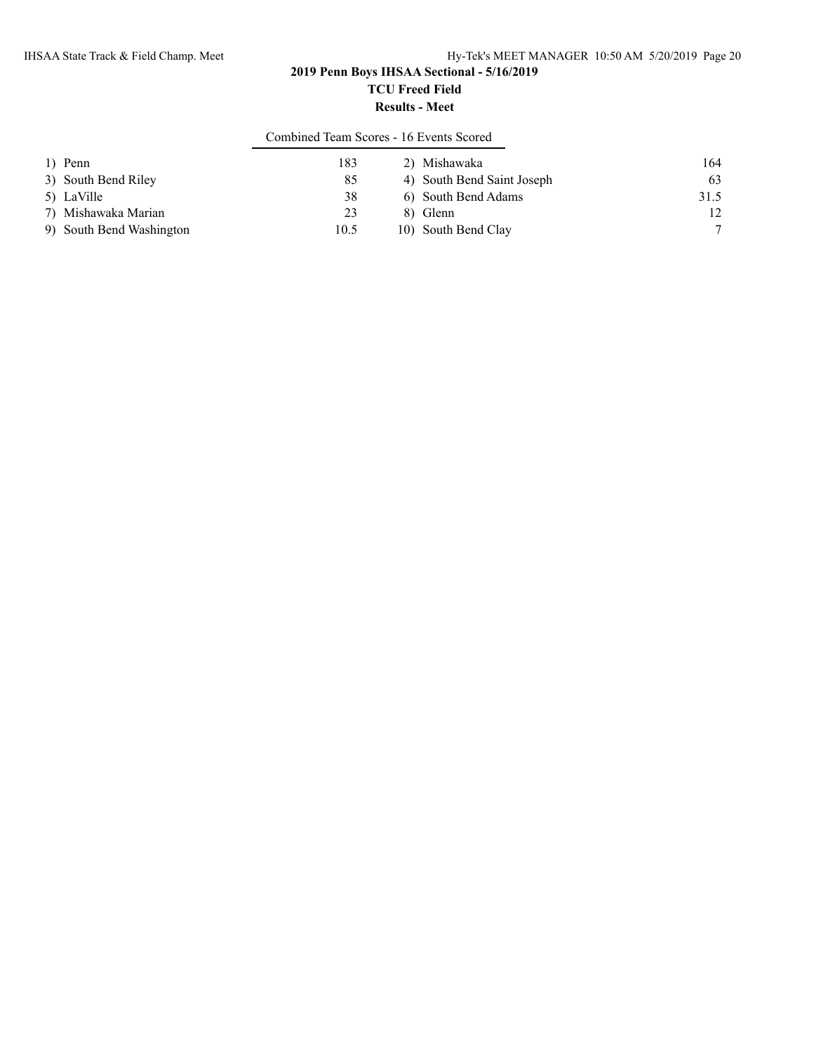**2019 Penn Boys IHSAA Sectional - 5/16/2019**

**TCU Freed Field**

**Results - Meet**

Combined Team Scores - 16 Events Scored

| | | | |
|---|---|---|---|
| 1) Penn | 183 | 2) Mishawaka | 164 |
| 3) South Bend Riley | 85 | 4) South Bend Saint Joseph | 63 |
| 5) LaVille | 38 | 6) South Bend Adams | 31.5 |
| 7) Mishawaka Marian | 23 | 8) Glenn | 12 |
| 9) South Bend Washington | 10.5 | 10) South Bend Clay | 7 |